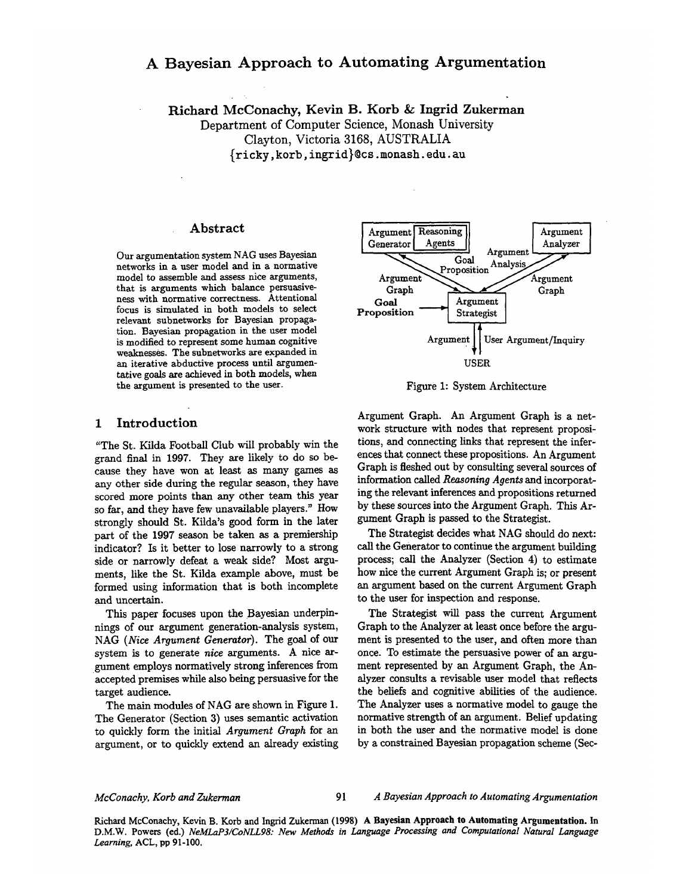# A Bayesian Approach to Automating Argumentation

**Richard McConachy, Kevin B. Korb & Ingrid Zukerman**
Department of Computer Science, Monash University
Clayton, Victoria 3168, AUSTRALIA
{ricky,korb,ingrid}@cs.monash.edu.au

## Abstract

Our argumentation system NAG uses Bayesian networks in a user model and in a normative model to assemble and assess nice arguments, that is arguments which balance persuasiveness with normative correctness. Attentional focus is simulated in both models to select relevant subnetworks for Bayesian propagation. Bayesian propagation in the user model is modified to represent some human cognitive weaknesses. The subnetworks are expanded in an iterative abductive process until argumentative goals are achieved in both models, when the argument is presented to the user.

## 1 Introduction

"The St. Kilda Football Club will probably win the grand final in 1997. They are likely to do so because they have won at least as many games as any other side during the regular season, they have scored more points than any other team this year so far, and they have few unavailable players." How strongly should St. Kilda's good form in the later part of the 1997 season be taken as a premiership indicator? Is it better to lose narrowly to a strong side or narrowly defeat a weak side? Most arguments, like the St. Kilda example above, must be formed using information that is both incomplete and uncertain.

This paper focuses upon the Bayesian underpinnings of our argument generation-analysis system, NAG (*Nice Argument Generator*). The goal of our system is to generate *nice* arguments. A nice argument employs normatively strong inferences from accepted premises while also being persuasive for the target audience.

The main modules of NAG are shown in Figure 1. The Generator (Section 3) uses semantic activation to quickly form the initial *Argument Graph* for an argument, or to quickly extend an already existing Argument Graph. An Argument Graph is a network structure with nodes that represent propositions, and connecting links that represent the inferences that connect these propositions. An Argument Graph is fleshed out by consulting several sources of information called *Reasoning Agents* and incorporating the relevant inferences and propositions returned by these sources into the Argument Graph. This Argument Graph is passed to the Strategist.

Argument Generator | Reasoning Agents — Argument Analyzer — Argument Strategist — USER (Goal Proposition, Argument Graph, Argument Analysis, Argument, User Argument/Inquiry)

Figure 1: System Architecture

The Strategist decides what NAG should do next: call the Generator to continue the argument building process; call the Analyzer (Section 4) to estimate how nice the current Argument Graph is; or present an argument based on the current Argument Graph to the user for inspection and response.

The Strategist will pass the current Argument Graph to the Analyzer at least once before the argument is presented to the user, and often more than once. To estimate the persuasive power of an argument represented by an Argument Graph, the Analyzer consults a revisable user model that reflects the beliefs and cognitive abilities of the audience. The Analyzer uses a normative model to gauge the normative strength of an argument. Belief updating in both the user and the normative model is done by a constrained Bayesian propagation scheme (Sec-

Richard McConachy, Kevin B. Korb and Ingrid Zukerman (1998) **A Bayesian Approach to Automating Argumentation.** In D.M.W. Powers (ed.) *NeMLaP3/CoNLL98: New Methods in Language Processing and Computational Natural Language Learning*, ACL, pp 91-100.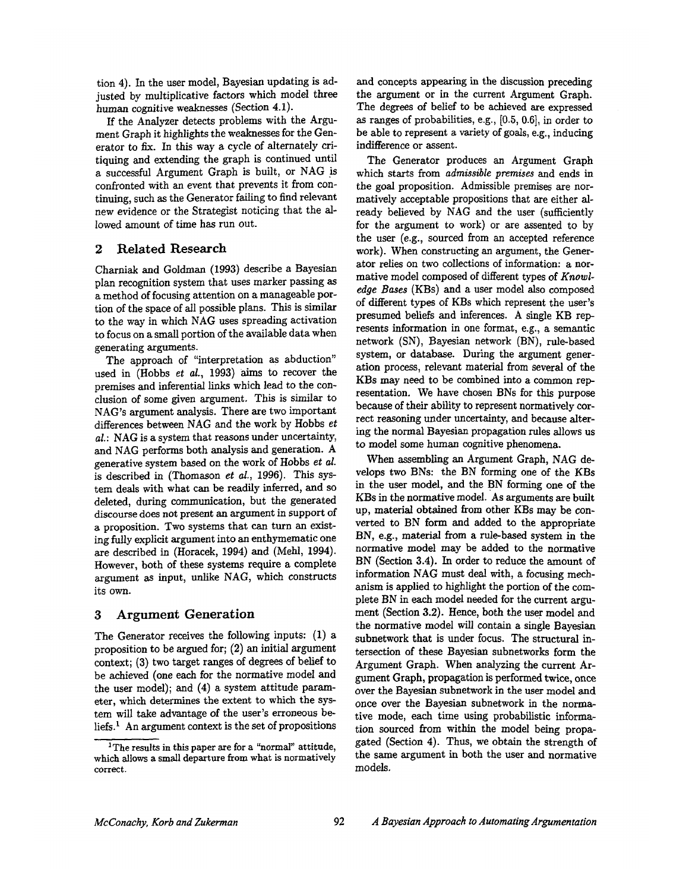tion 4). In the user model, Bayesian updating is adjusted by multiplicative factors which model three human cognitive weaknesses (Section 4.1).

If the Analyzer detects problems with the Argument Graph it highlights the weaknesses for the Generator to fix. In this way a cycle of alternately critiquing and extending the graph is continued until a successful Argument Graph is built, or NAG is confronted with an event that prevents it from continuing, such as the Generator failing to find relevant new evidence or the Strategist noticing that the allowed amount of time has run out.

## 2 Related Research

Charniak and Goldman (1993) describe a Bayesian plan recognition system that uses marker passing as a method of focusing attention on a manageable portion of the space of all possible plans. This is similar to the way in which NAG uses spreading activation to focus on a small portion of the available data when generating arguments.

The approach of "interpretation as abduction" used in (Hobbs *et al.*, 1993) aims to recover the premises and inferential links which lead to the conclusion of some given argument. This is similar to NAG's argument analysis. There are two important differences between NAG and the work by Hobbs *et al.*: NAG is a system that reasons under uncertainty, and NAG performs both analysis and generation. A generative system based on the work of Hobbs *et al.* is described in (Thomason *et al.*, 1996). This system deals with what can be readily inferred, and so deleted, during communication, but the generated discourse does not present an argument in support of a proposition. Two systems that can turn an existing fully explicit argument into an enthymematic one are described in (Horacek, 1994) and (Mehl, 1994). However, both of these systems require a complete argument as input, unlike NAG, which constructs its own.

## 3 Argument Generation

The Generator receives the following inputs: (1) a proposition to be argued for; (2) an initial argument context; (3) two target ranges of degrees of belief to be achieved (one each for the normative model and the user model); and (4) a system attitude parameter, which determines the extent to which the system will take advantage of the user's erroneous beliefs.[1] An argument context is the set of propositions and concepts appearing in the discussion preceding the argument or in the current Argument Graph. The degrees of belief to be achieved are expressed as ranges of probabilities, e.g., [0.5, 0.6], in order to be able to represent a variety of goals, e.g., inducing indifference or assent.

The Generator produces an Argument Graph which starts from *admissible premises* and ends in the goal proposition. Admissible premises are normatively acceptable propositions that are either already believed by NAG and the user (sufficiently for the argument to work) or are assented to by the user (e.g., sourced from an accepted reference work). When constructing an argument, the Generator relies on two collections of information: a normative model composed of different types of *Knowledge Bases* (KBs) and a user model also composed of different types of KBs which represent the user's presumed beliefs and inferences. A single KB represents information in one format, e.g., a semantic network (SN), Bayesian network (BN), rule-based system, or database. During the argument generation process, relevant material from several of the KBs may need to be combined into a common representation. We have chosen BNs for this purpose because of their ability to represent normatively correct reasoning under uncertainty, and because altering the normal Bayesian propagation rules allows us to model some human cognitive phenomena.

When assembling an Argument Graph, NAG develops two BNs: the BN forming one of the KBs in the user model, and the BN forming one of the KBs in the normative model. As arguments are built up, material obtained from other KBs may be converted to BN form and added to the appropriate BN, e.g., material from a rule-based system in the normative model may be added to the normative BN (Section 3.4). In order to reduce the amount of information NAG must deal with, a focusing mechanism is applied to highlight the portion of the complete BN in each model needed for the current argument (Section 3.2). Hence, both the user model and the normative model will contain a single Bayesian subnetwork that is under focus. The structural intersection of these Bayesian subnetworks form the Argument Graph. When analyzing the current Argument Graph, propagation is performed twice, once over the Bayesian subnetwork in the user model and once over the Bayesian subnetwork in the normative mode, each time using probabilistic information sourced from within the model being propagated (Section 4). Thus, we obtain the strength of the same argument in both the user and normative models.

[1] The results in this paper are for a "normal" attitude, which allows a small departure from what is normatively correct.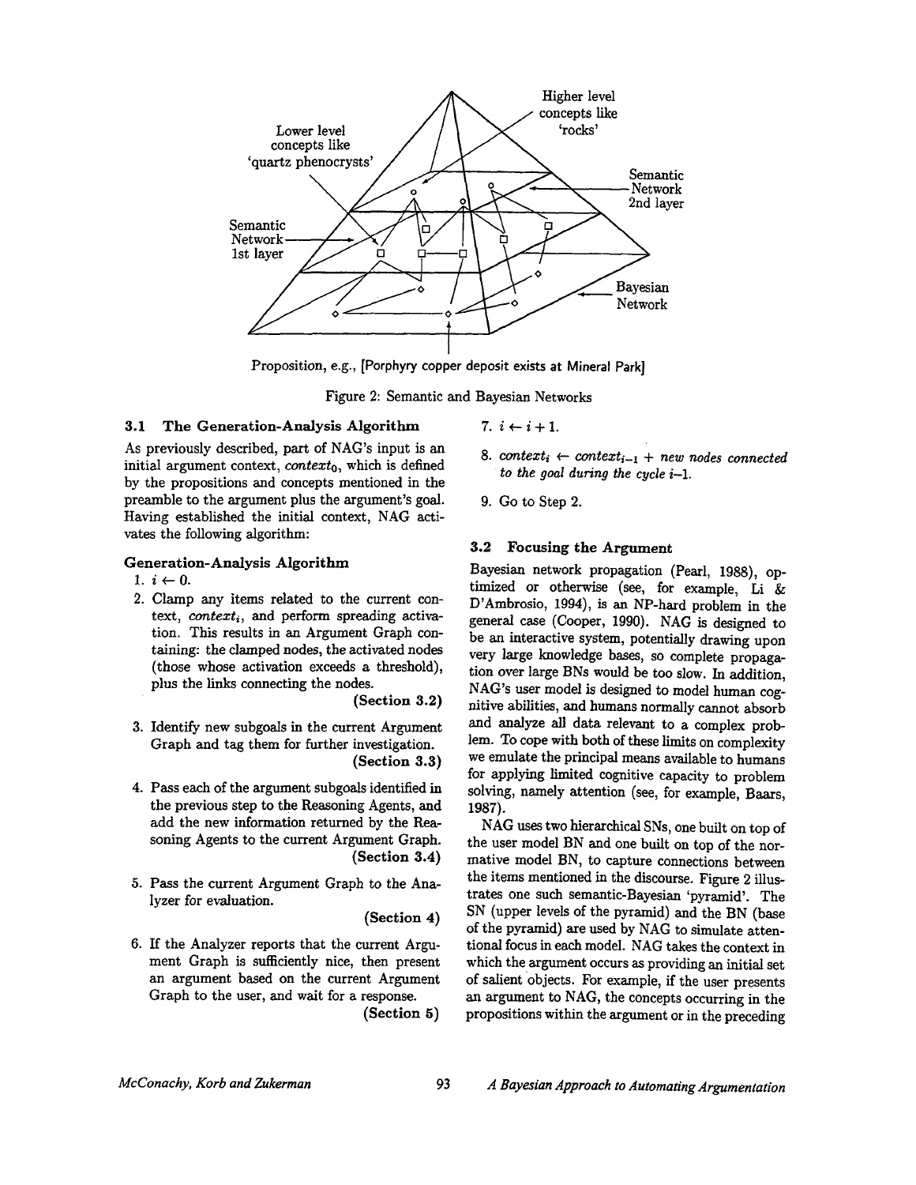Figure 2: Semantic and Bayesian Networks

### 3.1 The Generation-Analysis Algorithm

As previously described, part of NAG's input is an initial argument context, $context_0$, which is defined by the propositions and concepts mentioned in the preamble to the argument plus the argument's goal. Having established the initial context, NAG activates the following algorithm:

**Generation-Analysis Algorithm**

1. $i \leftarrow 0$.
2. Clamp any items related to the current context, $context_i$, and perform spreading activation. This results in an Argument Graph containing: the clamped nodes, the activated nodes (those whose activation exceeds a threshold), plus the links connecting the nodes. **(Section 3.2)**
3. Identify new subgoals in the current Argument Graph and tag them for further investigation. **(Section 3.3)**
4. Pass each of the argument subgoals identified in the previous step to the Reasoning Agents, and add the new information returned by the Reasoning Agents to the current Argument Graph. **(Section 3.4)**
5. Pass the current Argument Graph to the Analyzer for evaluation. **(Section 4)**
6. If the Analyzer reports that the current Argument Graph is sufficiently nice, then present an argument based on the current Argument Graph to the user, and wait for a response. **(Section 5)**
7. $i \leftarrow i + 1$.
8. $context_i \leftarrow context_{i-1}$ + *new nodes connected to the goal during the cycle* $i$–1.
9. Go to Step 2.

### 3.2 Focusing the Argument

Bayesian network propagation (Pearl, 1988), optimized or otherwise (see, for example, Li & D'Ambrosio, 1994), is an NP-hard problem in the general case (Cooper, 1990). NAG is designed to be an interactive system, potentially drawing upon very large knowledge bases, so complete propagation over large BNs would be too slow. In addition, NAG's user model is designed to model human cognitive abilities, and humans normally cannot absorb and analyze all data relevant to a complex problem. To cope with both of these limits on complexity we emulate the principal means available to humans for applying limited cognitive capacity to problem solving, namely attention (see, for example, Baars, 1987).

NAG uses two hierarchical SNs, one built on top of the user model BN and one built on top of the normative model BN, to capture connections between the items mentioned in the discourse. Figure 2 illustrates one such semantic-Bayesian 'pyramid'. The SN (upper levels of the pyramid) and the BN (base of the pyramid) are used by NAG to simulate attentional focus in each model. NAG takes the context in which the argument occurs as providing an initial set of salient objects. For example, if the user presents an argument to NAG, the concepts occurring in the propositions within the argument or in the preceding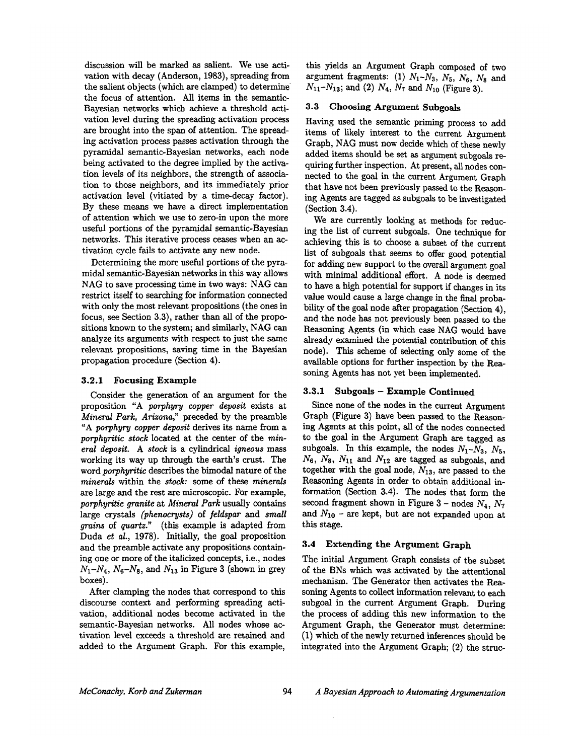discussion will be marked as salient. We use activation with decay (Anderson, 1983), spreading from the salient objects (which are clamped) to determine the focus of attention. All items in the semantic-Bayesian networks which achieve a threshold activation level during the spreading activation process are brought into the span of attention. The spreading activation process passes activation through the pyramidal semantic-Bayesian networks, each node being activated to the degree implied by the activation levels of its neighbors, the strength of association to those neighbors, and its immediately prior activation level (vitiated by a time-decay factor). By these means we have a direct implementation of attention which we use to zero-in upon the more useful portions of the pyramidal semantic-Bayesian networks. This iterative process ceases when an activation cycle fails to activate any new node.

Determining the more useful portions of the pyramidal semantic-Bayesian networks in this way allows NAG to save processing time in two ways: NAG can restrict itself to searching for information connected with only the most relevant propositions (the ones in focus, see Section 3.3), rather than all of the propositions known to the system; and similarly, NAG can analyze its arguments with respect to just the same relevant propositions, saving time in the Bayesian propagation procedure (Section 4).

### 3.2.1 Focusing Example

Consider the generation of an argument for the proposition "A *porphyry copper deposit* exists at *Mineral Park, Arizona*," preceded by the preamble "A *porphyry copper deposit* derives its name from a *porphyritic stock* located at the center of the *mineral deposit*. A *stock* is a cylindrical *igneous* mass working its way up through the earth's crust. The word *porphyritic* describes the bimodal nature of the *minerals* within the *stock:* some of these *minerals* are large and the rest are microscopic. For example, *porphyritic granite* at *Mineral Park* usually contains large crystals *(phenocrysts)* of *feldspar* and *small grains* of *quartz*." (this example is adapted from Duda *et al.*, 1978). Initially, the goal proposition and the preamble activate any propositions containing one or more of the italicized concepts, i.e., nodes $N_1$–$N_4$, $N_6$–$N_8$, and $N_{13}$ in Figure 3 (shown in grey boxes).

After clamping the nodes that correspond to this discourse context and performing spreading activation, additional nodes become activated in the semantic-Bayesian networks. All nodes whose activation level exceeds a threshold are retained and added to the Argument Graph. For this example, this yields an Argument Graph composed of two argument fragments: (1) $N_1$–$N_3$, $N_5$, $N_6$, $N_8$ and $N_{11}$–$N_{13}$; and (2) $N_4$, $N_7$ and $N_{10}$ (Figure 3).

## 3.3 Choosing Argument Subgoals

Having used the semantic priming process to add items of likely interest to the current Argument Graph, NAG must now decide which of these newly added items should be set as argument subgoals requiring further inspection. At present, all nodes connected to the goal in the current Argument Graph that have not been previously passed to the Reasoning Agents are tagged as subgoals to be investigated (Section 3.4).

We are currently looking at methods for reducing the list of current subgoals. One technique for achieving this is to choose a subset of the current list of subgoals that seems to offer good potential for adding new support to the overall argument goal with minimal additional effort. A node is deemed to have a high potential for support if changes in its value would cause a large change in the final probability of the goal node after propagation (Section 4), and the node has not previously been passed to the Reasoning Agents (in which case NAG would have already examined the potential contribution of this node). This scheme of selecting only some of the available options for further inspection by the Reasoning Agents has not yet been implemented.

### 3.3.1 Subgoals – Example Continued

Since none of the nodes in the current Argument Graph (Figure 3) have been passed to the Reasoning Agents at this point, all of the nodes connected to the goal in the Argument Graph are tagged as subgoals. In this example, the nodes $N_1$–$N_3$, $N_5$, $N_6$, $N_8$, $N_{11}$ and $N_{12}$ are tagged as subgoals, and together with the goal node, $N_{13}$, are passed to the Reasoning Agents in order to obtain additional information (Section 3.4). The nodes that form the second fragment shown in Figure 3 – nodes $N_4$, $N_7$ and $N_{10}$ – are kept, but are not expanded upon at this stage.

## 3.4 Extending the Argument Graph

The initial Argument Graph consists of the subset of the BNs which was activated by the attentional mechanism. The Generator then activates the Reasoning Agents to collect information relevant to each subgoal in the current Argument Graph. During the process of adding this new information to the Argument Graph, the Generator must determine: (1) which of the newly returned inferences should be integrated into the Argument Graph; (2) the struc-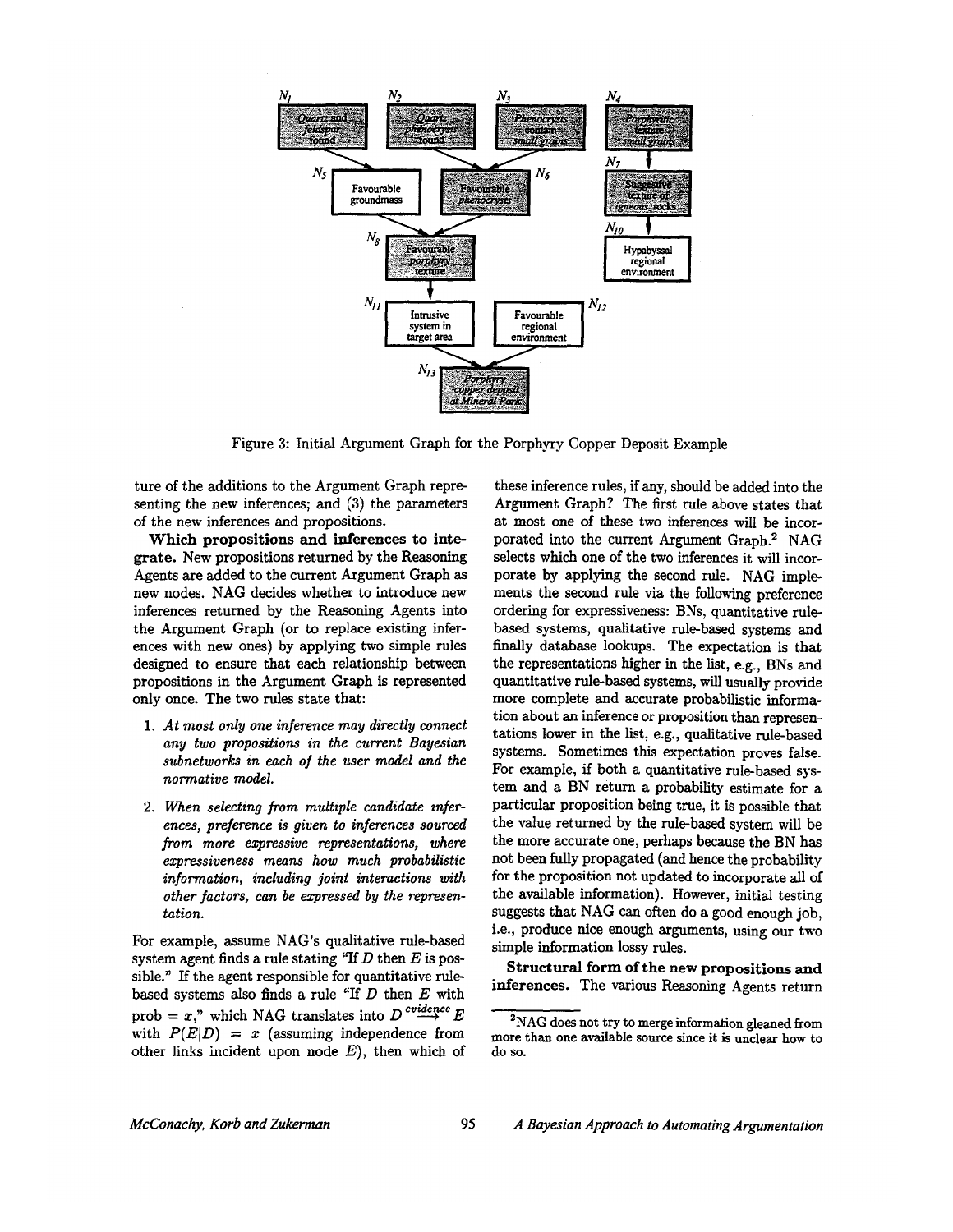Figure 3: Initial Argument Graph for the Porphyry Copper Deposit Example

ture of the additions to the Argument Graph representing the new inferences; and (3) the parameters of the new inferences and propositions.

**Which propositions and inferences to integrate.** New propositions returned by the Reasoning Agents are added to the current Argument Graph as new nodes. NAG decides whether to introduce new inferences returned by the Reasoning Agents into the Argument Graph (or to replace existing inferences with new ones) by applying two simple rules designed to ensure that each relationship between propositions in the Argument Graph is represented only once. The two rules state that:

1. *At most only one inference may directly connect any two propositions in the current Bayesian subnetworks in each of the user model and the normative model.*
2. *When selecting from multiple candidate inferences, preference is given to inferences sourced from more expressive representations, where expressiveness means how much probabilistic information, including joint interactions with other factors, can be expressed by the representation.*

For example, assume NAG's qualitative rule-based system agent finds a rule stating "If $D$ then $E$ is possible." If the agent responsible for quantitative rule-based systems also finds a rule "If $D$ then $E$ with prob $= x$," which NAG translates into $D \stackrel{evidence}{\longrightarrow} E$ with $P(E|D) = x$ (assuming independence from other links incident upon node $E$), then which of these inference rules, if any, should be added into the Argument Graph? The first rule above states that at most one of these two inferences will be incorporated into the current Argument Graph.[2] NAG selects which one of the two inferences it will incorporate by applying the second rule. NAG implements the second rule via the following preference ordering for expressiveness: BNs, quantitative rule-based systems, qualitative rule-based systems and finally database lookups. The expectation is that the representations higher in the list, e.g., BNs and quantitative rule-based systems, will usually provide more complete and accurate probabilistic information about an inference or proposition than representations lower in the list, e.g., qualitative rule-based systems. Sometimes this expectation proves false. For example, if both a quantitative rule-based system and a BN return a probability estimate for a particular proposition being true, it is possible that the value returned by the rule-based system will be the more accurate one, perhaps because the BN has not been fully propagated (and hence the probability for the proposition not updated to incorporate all of the available information). However, initial testing suggests that NAG can often do a good enough job, i.e., produce nice enough arguments, using our two simple information lossy rules.

**Structural form of the new propositions and inferences.** The various Reasoning Agents return

[2] NAG does not try to merge information gleaned from more than one available source since it is unclear how to do so.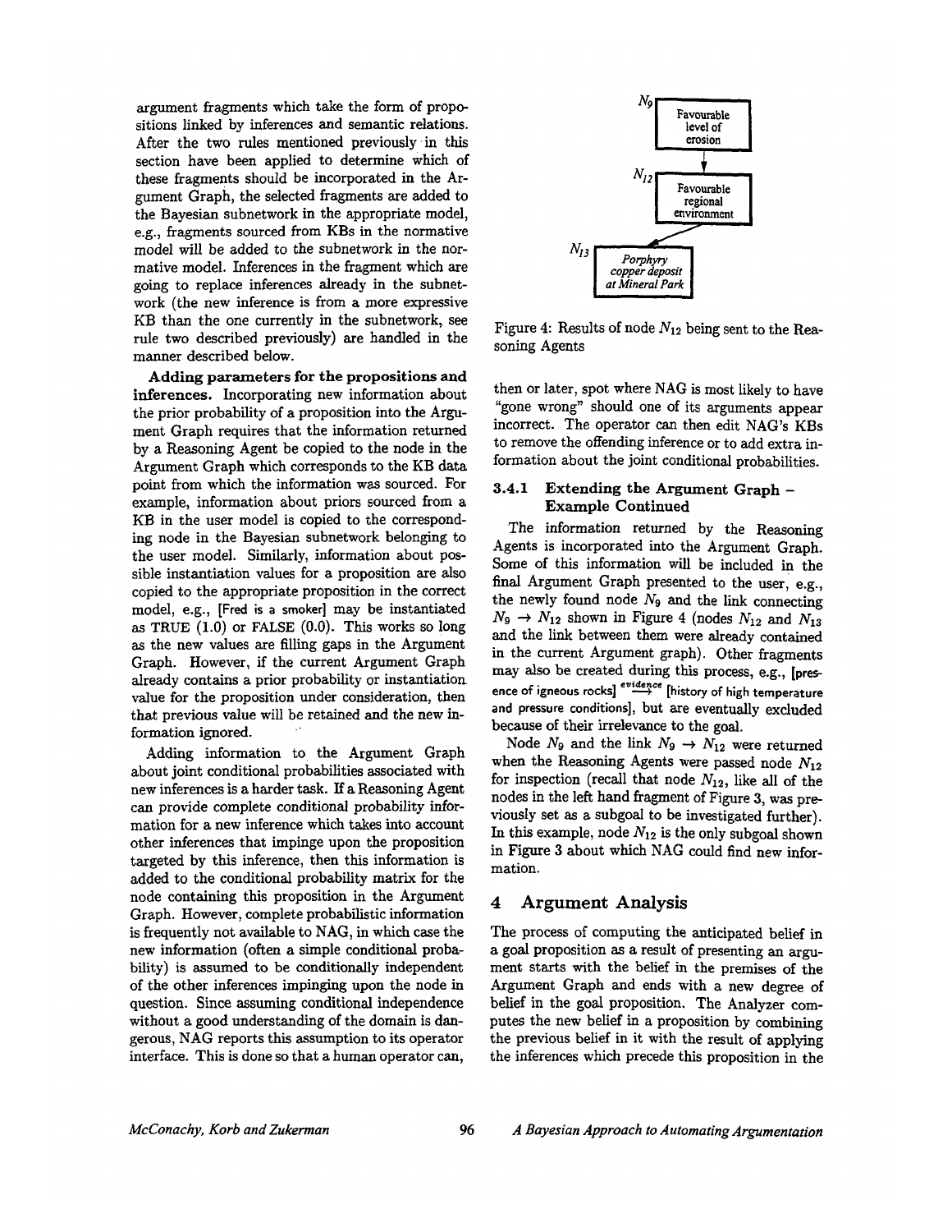argument fragments which take the form of propositions linked by inferences and semantic relations. After the two rules mentioned previously in this section have been applied to determine which of these fragments should be incorporated in the Argument Graph, the selected fragments are added to the Bayesian subnetwork in the appropriate model, e.g., fragments sourced from KBs in the normative model will be added to the subnetwork in the normative model. Inferences in the fragment which are going to replace inferences already in the subnetwork (the new inference is from a more expressive KB than the one currently in the subnetwork, see rule two described previously) are handled in the manner described below.

**Adding parameters for the propositions and inferences.** Incorporating new information about the prior probability of a proposition into the Argument Graph requires that the information returned by a Reasoning Agent be copied to the node in the Argument Graph which corresponds to the KB data point from which the information was sourced. For example, information about priors sourced from a KB in the user model is copied to the corresponding node in the Bayesian subnetwork belonging to the user model. Similarly, information about possible instantiation values for a proposition are also copied to the appropriate proposition in the correct model, e.g., [Fred is a smoker] may be instantiated as TRUE (1.0) or FALSE (0.0). This works so long as the new values are filling gaps in the Argument Graph. However, if the current Argument Graph already contains a prior probability or instantiation value for the proposition under consideration, then that previous value will be retained and the new information ignored.

Adding information to the Argument Graph about joint conditional probabilities associated with new inferences is a harder task. If a Reasoning Agent can provide complete conditional probability information for a new inference which takes into account other inferences that impinge upon the proposition targeted by this inference, then this information is added to the conditional probability matrix for the node containing this proposition in the Argument Graph. However, complete probabilistic information is frequently not available to NAG, in which case the new information (often a simple conditional probability) is assumed to be conditionally independent of the other inferences impinging upon the node in question. Since assuming conditional independence without a good understanding of the domain is dangerous, NAG reports this assumption to its operator interface. This is done so that a human operator can, then or later, spot where NAG is most likely to have "gone wrong" should one of its arguments appear incorrect. The operator can then edit NAG's KBs to remove the offending inference or to add extra information about the joint conditional probabilities.

$N_9$: Favourable level of erosion → $N_{12}$: Favourable regional environment → $N_{13}$: *Porphyry copper deposit at Mineral Park*

Figure 4: Results of node $N_{12}$ being sent to the Reasoning Agents

### 3.4.1 Extending the Argument Graph – Example Continued

The information returned by the Reasoning Agents is incorporated into the Argument Graph. Some of this information will be included in the final Argument Graph presented to the user, e.g., the newly found node $N_9$ and the link connecting $N_9 \rightarrow N_{12}$ shown in Figure 4 (nodes $N_{12}$ and $N_{13}$ and the link between them were already contained in the current Argument graph). Other fragments may also be created during this process, e.g., [presence of igneous rocks] $\xrightarrow{evidence}$ [history of high temperature and pressure conditions], but are eventually excluded because of their irrelevance to the goal.

Node $N_9$ and the link $N_9 \rightarrow N_{12}$ were returned when the Reasoning Agents were passed node $N_{12}$ for inspection (recall that node $N_{12}$, like all of the nodes in the left hand fragment of Figure 3, was previously set as a subgoal to be investigated further). In this example, node $N_{12}$ is the only subgoal shown in Figure 3 about which NAG could find new information.

## 4 Argument Analysis

The process of computing the anticipated belief in a goal proposition as a result of presenting an argument starts with the belief in the premises of the Argument Graph and ends with a new degree of belief in the goal proposition. The Analyzer computes the new belief in a proposition by combining the previous belief in it with the result of applying the inferences which precede this proposition in the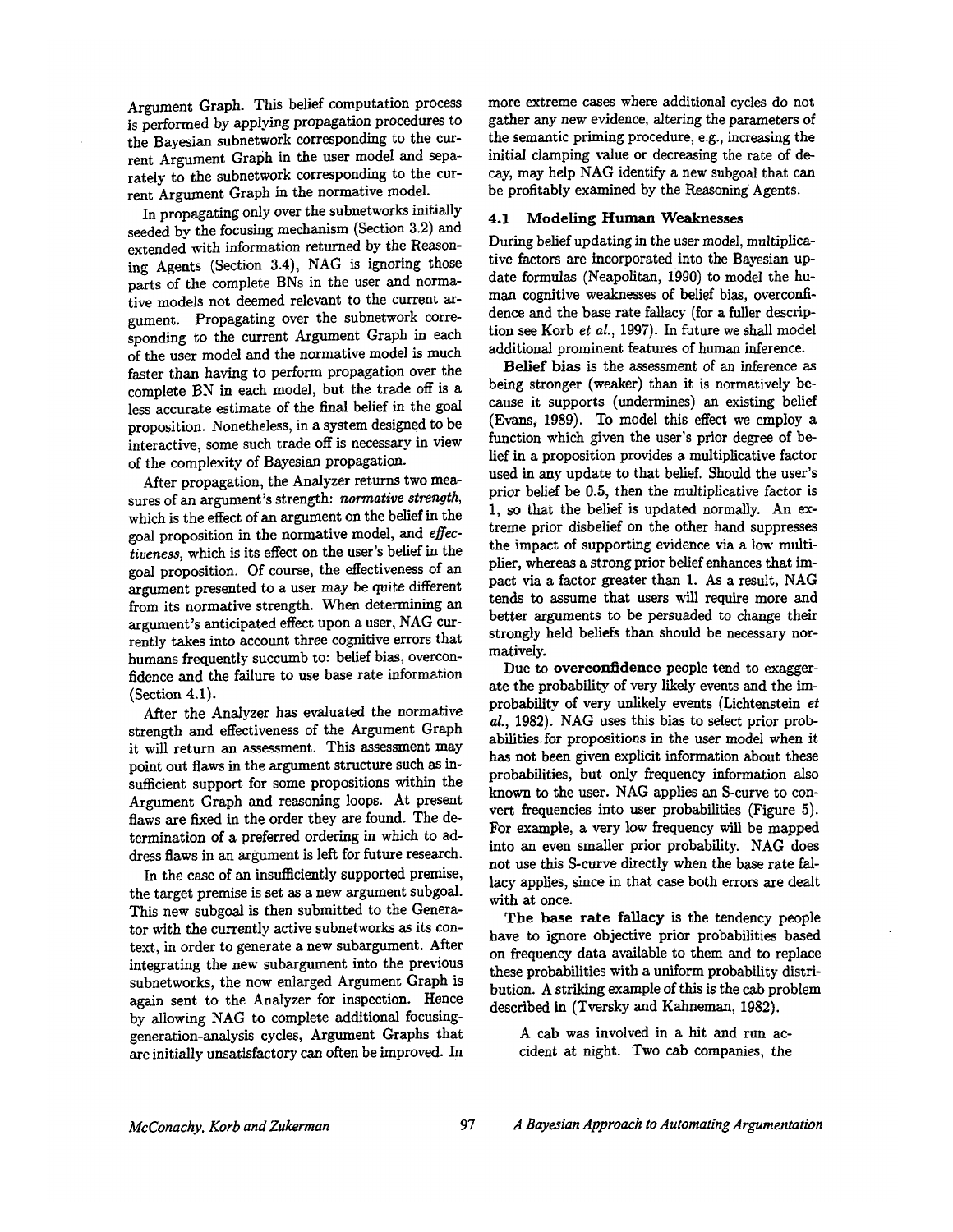Argument Graph. This belief computation process is performed by applying propagation procedures to the Bayesian subnetwork corresponding to the current Argument Graph in the user model and separately to the subnetwork corresponding to the current Argument Graph in the normative model.

In propagating only over the subnetworks initially seeded by the focusing mechanism (Section 3.2) and extended with information returned by the Reasoning Agents (Section 3.4), NAG is ignoring those parts of the complete BNs in the user and normative models not deemed relevant to the current argument. Propagating over the subnetwork corresponding to the current Argument Graph in each of the user model and the normative model is much faster than having to perform propagation over the complete BN in each model, but the trade off is a less accurate estimate of the final belief in the goal proposition. Nonetheless, in a system designed to be interactive, some such trade off is necessary in view of the complexity of Bayesian propagation.

After propagation, the Analyzer returns two measures of an argument's strength: *normative strength*, which is the effect of an argument on the belief in the goal proposition in the normative model, and *effectiveness*, which is its effect on the user's belief in the goal proposition. Of course, the effectiveness of an argument presented to a user may be quite different from its normative strength. When determining an argument's anticipated effect upon a user, NAG currently takes into account three cognitive errors that humans frequently succumb to: belief bias, overconfidence and the failure to use base rate information (Section 4.1).

After the Analyzer has evaluated the normative strength and effectiveness of the Argument Graph it will return an assessment. This assessment may point out flaws in the argument structure such as insufficient support for some propositions within the Argument Graph and reasoning loops. At present flaws are fixed in the order they are found. The determination of a preferred ordering in which to address flaws in an argument is left for future research.

In the case of an insufficiently supported premise, the target premise is set as a new argument subgoal. This new subgoal is then submitted to the Generator with the currently active subnetworks as its context, in order to generate a new subargument. After integrating the new subargument into the previous subnetworks, the now enlarged Argument Graph is again sent to the Analyzer for inspection. Hence by allowing NAG to complete additional focusing-generation-analysis cycles, Argument Graphs that are initially unsatisfactory can often be improved. In more extreme cases where additional cycles do not gather any new evidence, altering the parameters of the semantic priming procedure, e.g., increasing the initial clamping value or decreasing the rate of decay, may help NAG identify a new subgoal that can be profitably examined by the Reasoning Agents.

### 4.1 Modeling Human Weaknesses

During belief updating in the user model, multiplicative factors are incorporated into the Bayesian update formulas (Neapolitan, 1990) to model the human cognitive weaknesses of belief bias, overconfidence and the base rate fallacy (for a fuller description see Korb *et al.*, 1997). In future we shall model additional prominent features of human inference.

**Belief bias** is the assessment of an inference as being stronger (weaker) than it is normatively because it supports (undermines) an existing belief (Evans, 1989). To model this effect we employ a function which given the user's prior degree of belief in a proposition provides a multiplicative factor used in any update to that belief. Should the user's prior belief be 0.5, then the multiplicative factor is 1, so that the belief is updated normally. An extreme prior disbelief on the other hand suppresses the impact of supporting evidence via a low multiplier, whereas a strong prior belief enhances that impact via a factor greater than 1. As a result, NAG tends to assume that users will require more and better arguments to be persuaded to change their strongly held beliefs than should be necessary normatively.

Due to **overconfidence** people tend to exaggerate the probability of very likely events and the improbability of very unlikely events (Lichtenstein *et al.*, 1982). NAG uses this bias to select prior probabilities for propositions in the user model when it has not been given explicit information about these probabilities, but only frequency information also known to the user. NAG applies an S-curve to convert frequencies into user probabilities (Figure 5). For example, a very low frequency will be mapped into an even smaller prior probability. NAG does not use this S-curve directly when the base rate fallacy applies, since in that case both errors are dealt with at once.

**The base rate fallacy** is the tendency people have to ignore objective prior probabilities based on frequency data available to them and to replace these probabilities with a uniform probability distribution. A striking example of this is the cab problem described in (Tversky and Kahneman, 1982).

> A cab was involved in a hit and run accident at night. Two cab companies, the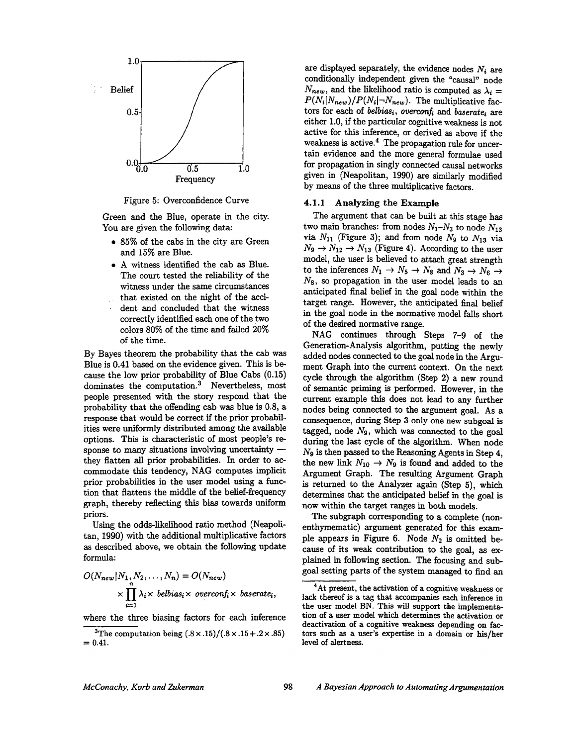Figure 5: Overconfidence Curve

Green and the Blue, operate in the city. You are given the following data:

- 85% of the cabs in the city are Green and 15% are Blue.
- A witness identified the cab as Blue. The court tested the reliability of the witness under the same circumstances that existed on the night of the accident and concluded that the witness correctly identified each one of the two colors 80% of the time and failed 20% of the time.

By Bayes theorem the probability that the cab was Blue is 0.41 based on the evidence given. This is because the low prior probability of Blue Cabs (0.15) dominates the computation.[3] Nevertheless, most people presented with the story respond that the probability that the offending cab was blue is 0.8, a response that would be correct if the prior probabilities were uniformly distributed among the available options. This is characteristic of most people's response to many situations involving uncertainty — they flatten all prior probabilities. In order to accommodate this tendency, NAG computes implicit prior probabilities in the user model using a function that flattens the middle of the belief-frequency graph, thereby reflecting this bias towards uniform priors.

Using the odds-likelihood ratio method (Neapolitan, 1990) with the additional multiplicative factors as described above, we obtain the following update formula:

$$O(N_{new}|N_1, N_2, \ldots, N_n) = O(N_{new}) \times \prod_{i=1}^{n} \lambda_i \times \mathit{belbias}_i \times \mathit{overconf}_i \times \mathit{baserate}_i,$$

where the three biasing factors for each inference are displayed separately, the evidence nodes $N_i$ are conditionally independent given the "causal" node $N_{new}$, and the likelihood ratio is computed as $\lambda_i = P(N_i|N_{new})/P(N_i|\neg N_{new})$. The multiplicative factors for each of $\mathit{belbias}_i$, $\mathit{overconf}_i$ and $\mathit{baserate}_i$ are either 1.0, if the particular cognitive weakness is not active for this inference, or derived as above if the weakness is active.[4] The propagation rule for uncertain evidence and the more general formulae used for propagation in singly connected causal networks given in (Neapolitan, 1990) are similarly modified by means of the three multiplicative factors.

#### 4.1.1 Analyzing the Example

The argument that can be built at this stage has two main branches: from nodes $N_1$–$N_3$ to node $N_{13}$ via $N_{11}$ (Figure 3); and from node $N_9$ to $N_{13}$ via $N_9 \rightarrow N_{12} \rightarrow N_{13}$ (Figure 4). According to the user model, the user is believed to attach great strength to the inferences $N_1 \rightarrow N_5 \rightarrow N_8$ and $N_3 \rightarrow N_6 \rightarrow N_8$, so propagation in the user model leads to an anticipated final belief in the goal node within the target range. However, the anticipated final belief in the goal node in the normative model falls short of the desired normative range.

NAG continues through Steps 7–9 of the Generation-Analysis algorithm, putting the newly added nodes connected to the goal node in the Argument Graph into the current context. On the next cycle through the algorithm (Step 2) a new round of semantic priming is performed. However, in the current example this does not lead to any further nodes being connected to the argument goal. As a consequence, during Step 3 only one new subgoal is tagged, node $N_9$, which was connected to the goal during the last cycle of the algorithm. When node $N_9$ is then passed to the Reasoning Agents in Step 4, the new link $N_{10} \rightarrow N_9$ is found and added to the Argument Graph. The resulting Argument Graph is returned to the Analyzer again (Step 5), which determines that the anticipated belief in the goal is now within the target ranges in both models.

The subgraph corresponding to a complete (non-enthymematic) argument generated for this example appears in Figure 6. Node $N_2$ is omitted because of its weak contribution to the goal, as explained in following section. The focusing and subgoal setting parts of the system managed to find an

[3] The computation being $(.8 \times .15)/(.8 \times .15 + .2 \times .85) = 0.41$.

[4] At present, the activation of a cognitive weakness or lack thereof is a tag that accompanies each inference in the user model BN. This will support the implementation of a user model which determines the activation or deactivation of a cognitive weakness depending on factors such as a user's expertise in a domain or his/her level of alertness.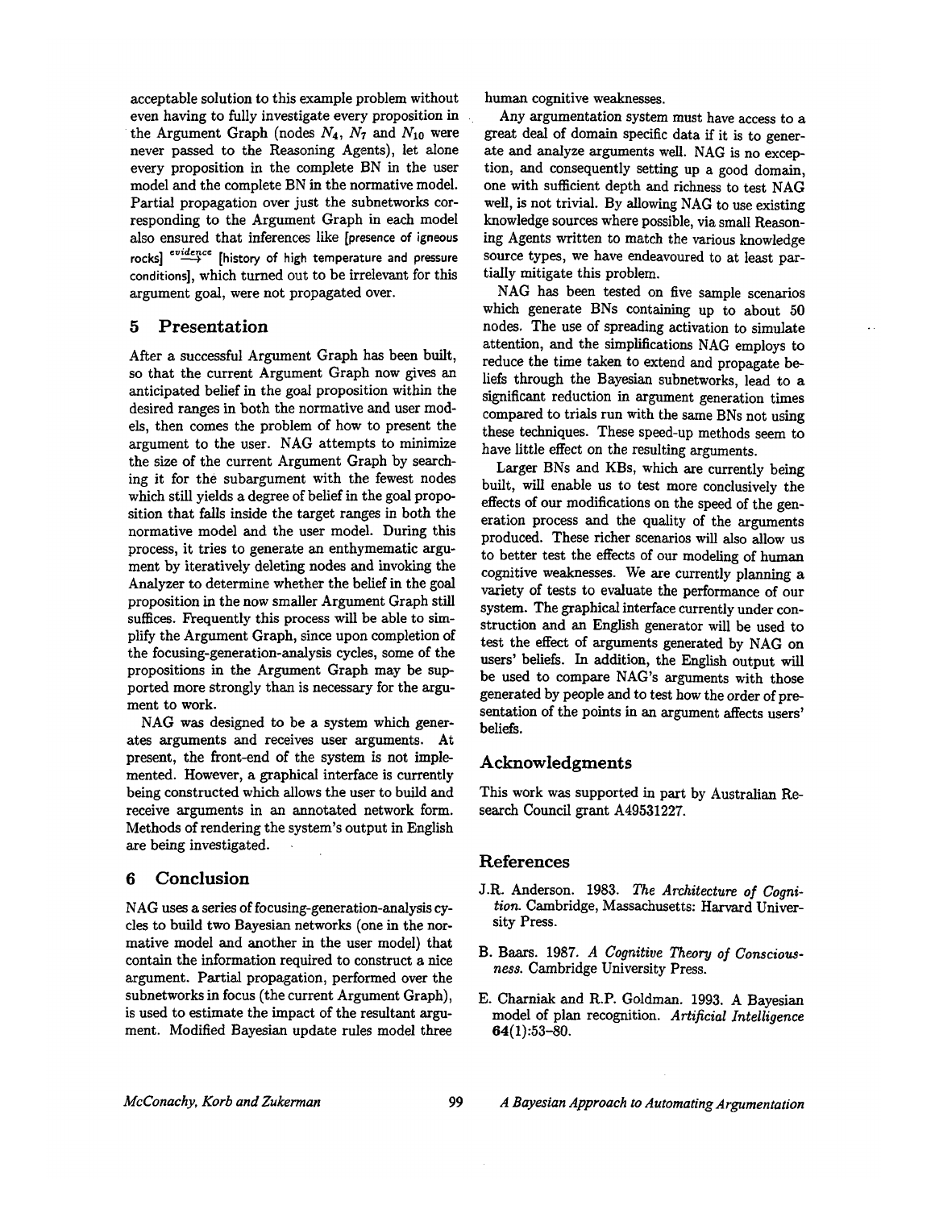acceptable solution to this example problem without even having to fully investigate every proposition in the Argument Graph (nodes $N_4$, $N_7$ and $N_{10}$ were never passed to the Reasoning Agents), let alone every proposition in the complete BN in the user model and the complete BN in the normative model. Partial propagation over just the subnetworks corresponding to the Argument Graph in each model also ensured that inferences like [presence of igneous rocks] $\stackrel{evidence}{\longrightarrow}$ [history of high temperature and pressure conditions], which turned out to be irrelevant for this argument goal, were not propagated over.

## 5 Presentation

After a successful Argument Graph has been built, so that the current Argument Graph now gives an anticipated belief in the goal proposition within the desired ranges in both the normative and user models, then comes the problem of how to present the argument to the user. NAG attempts to minimize the size of the current Argument Graph by searching it for the subargument with the fewest nodes which still yields a degree of belief in the goal proposition that falls inside the target ranges in both the normative model and the user model. During this process, it tries to generate an enthymematic argument by iteratively deleting nodes and invoking the Analyzer to determine whether the belief in the goal proposition in the now smaller Argument Graph still suffices. Frequently this process will be able to simplify the Argument Graph, since upon completion of the focusing-generation-analysis cycles, some of the propositions in the Argument Graph may be supported more strongly than is necessary for the argument to work.

NAG was designed to be a system which generates arguments and receives user arguments. At present, the front-end of the system is not implemented. However, a graphical interface is currently being constructed which allows the user to build and receive arguments in an annotated network form. Methods of rendering the system's output in English are being investigated.

## 6 Conclusion

NAG uses a series of focusing-generation-analysis cycles to build two Bayesian networks (one in the normative model and another in the user model) that contain the information required to construct a nice argument. Partial propagation, performed over the subnetworks in focus (the current Argument Graph), is used to estimate the impact of the resultant argument. Modified Bayesian update rules model three human cognitive weaknesses.

Any argumentation system must have access to a great deal of domain specific data if it is to generate and analyze arguments well. NAG is no exception, and consequently setting up a good domain, one with sufficient depth and richness to test NAG well, is not trivial. By allowing NAG to use existing knowledge sources where possible, via small Reasoning Agents written to match the various knowledge source types, we have endeavoured to at least partially mitigate this problem.

NAG has been tested on five sample scenarios which generate BNs containing up to about 50 nodes. The use of spreading activation to simulate attention, and the simplifications NAG employs to reduce the time taken to extend and propagate beliefs through the Bayesian subnetworks, lead to a significant reduction in argument generation times compared to trials run with the same BNs not using these techniques. These speed-up methods seem to have little effect on the resulting arguments.

Larger BNs and KBs, which are currently being built, will enable us to test more conclusively the effects of our modifications on the speed of the generation process and the quality of the arguments produced. These richer scenarios will also allow us to better test the effects of our modeling of human cognitive weaknesses. We are currently planning a variety of tests to evaluate the performance of our system. The graphical interface currently under construction and an English generator will be used to test the effect of arguments generated by NAG on users' beliefs. In addition, the English output will be used to compare NAG's arguments with those generated by people and to test how the order of presentation of the points in an argument affects users' beliefs.

## Acknowledgments

This work was supported in part by Australian Research Council grant A49531227.

## References

J.R. Anderson. 1983. *The Architecture of Cognition.* Cambridge, Massachusetts: Harvard University Press.

B. Baars. 1987. *A Cognitive Theory of Consciousness.* Cambridge University Press.

E. Charniak and R.P. Goldman. 1993. A Bayesian model of plan recognition. *Artificial Intelligence* **64**(1):53–80.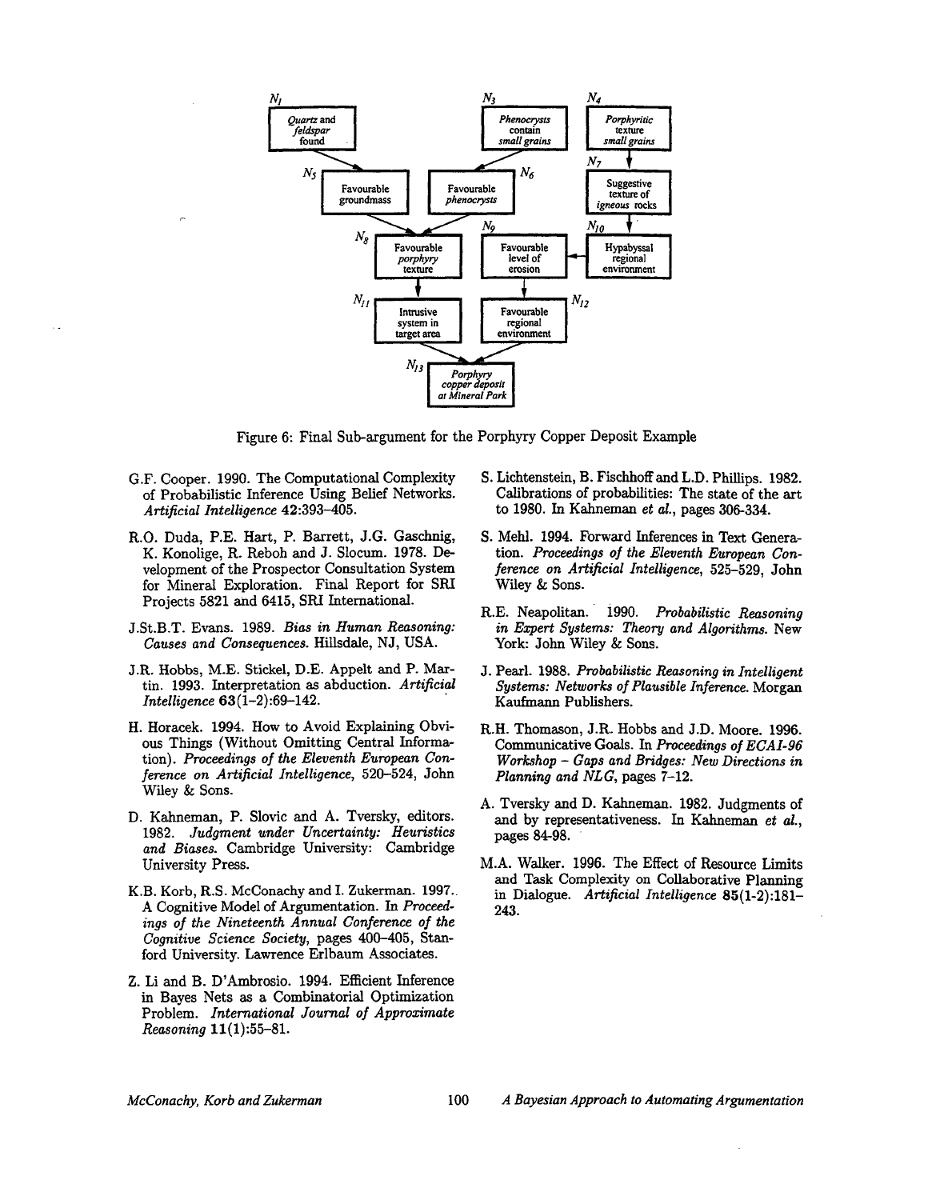$N_1$

*Quartz* and *feldspar* found

$N_3$

*Phenocrysts* contain *small grains*

$N_4$

*Porphyritic* texture *small grains*

$N_5$

Favourable groundmass

$N_6$

Favourable *phenocrysts*

$N_7$

Suggestive texture of *igneous* rocks

$N_8$

Favourable *porphyry* texture

$N_9$

Favourable level of erosion

$N_{10}$

Hypabyssal regional environment

$N_{11}$

Intrusive system in target area

$N_{12}$

Favourable regional environment

$N_{13}$

*Porphyry copper deposit at Mineral Park*

Figure 6: Final Sub-argument for the Porphyry Copper Deposit Example

G.F. Cooper. 1990. The Computational Complexity of Probabilistic Inference Using Belief Networks. *Artificial Intelligence* 42:393–405.

R.O. Duda, P.E. Hart, P. Barrett, J.G. Gaschnig, K. Konolige, R. Reboh and J. Slocum. 1978. Development of the Prospector Consultation System for Mineral Exploration. Final Report for SRI Projects 5821 and 6415, SRI International.

J.St.B.T. Evans. 1989. *Bias in Human Reasoning: Causes and Consequences.* Hillsdale, NJ, USA.

J.R. Hobbs, M.E. Stickel, D.E. Appelt and P. Martin. 1993. Interpretation as abduction. *Artificial Intelligence* **63**(1–2):69–142.

H. Horacek. 1994. How to Avoid Explaining Obvious Things (Without Omitting Central Information). *Proceedings of the Eleventh European Conference on Artificial Intelligence*, 520–524, John Wiley & Sons.

D. Kahneman, P. Slovic and A. Tversky, editors. 1982. *Judgment under Uncertainty: Heuristics and Biases.* Cambridge University: Cambridge University Press.

K.B. Korb, R.S. McConachy and I. Zukerman. 1997. A Cognitive Model of Argumentation. In *Proceedings of the Nineteenth Annual Conference of the Cognitive Science Society*, pages 400–405, Stanford University. Lawrence Erlbaum Associates.

Z. Li and B. D'Ambrosio. 1994. Efficient Inference in Bayes Nets as a Combinatorial Optimization Problem. *International Journal of Approximate Reasoning* **11**(1):55–81.

S. Lichtenstein, B. Fischhoff and L.D. Phillips. 1982. Calibrations of probabilities: The state of the art to 1980. In Kahneman *et al.*, pages 306-334.

S. Mehl. 1994. Forward Inferences in Text Generation. *Proceedings of the Eleventh European Conference on Artificial Intelligence*, 525–529, John Wiley & Sons.

R.E. Neapolitan. 1990. *Probabilistic Reasoning in Expert Systems: Theory and Algorithms.* New York: John Wiley & Sons.

J. Pearl. 1988. *Probabilistic Reasoning in Intelligent Systems: Networks of Plausible Inference.* Morgan Kaufmann Publishers.

R.H. Thomason, J.R. Hobbs and J.D. Moore. 1996. Communicative Goals. In *Proceedings of ECAI-96 Workshop – Gaps and Bridges: New Directions in Planning and NLG*, pages 7–12.

A. Tversky and D. Kahneman. 1982. Judgments of and by representativeness. In Kahneman *et al.*, pages 84-98.

M.A. Walker. 1996. The Effect of Resource Limits and Task Complexity on Collaborative Planning in Dialogue. *Artificial Intelligence* **85**(1-2):181–243.